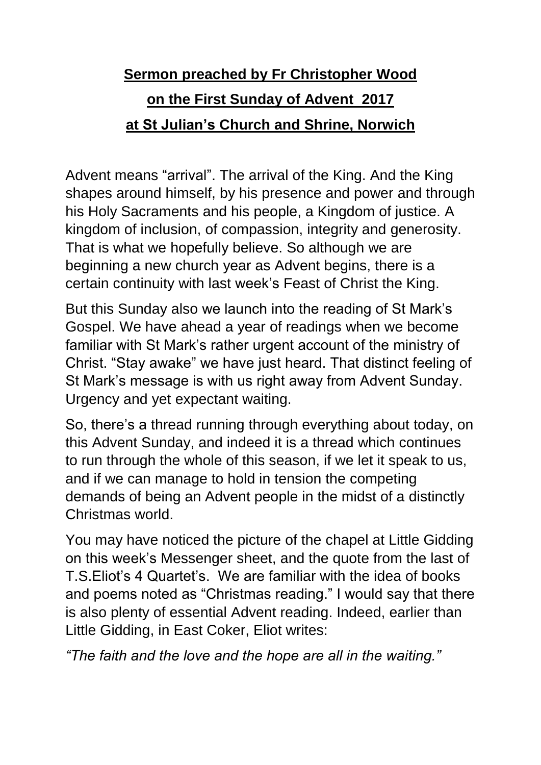# Sermon preached by Fr Christopher Wood

# on the First Sunday of Advent 2017

# at St Julian's Church and Shrine, Norwich

Advent means "arrival". The arrival of the King. And the King shapes around himself, by his presence and power and through his Holy Sacraments and his people, a Kingdom of justice. A kingdom of inclusion, of compassion, integrity and generosity. That is what we hopefully believe. So although we are beginning a new church year as Advent begins, there is a certain continuity with last week's Feast of Christ the King.

But this Sunday also we launch into the reading of St Mark's Gospel. We have ahead a year of readings when we become familiar with St Mark's rather urgent account of the ministry of Christ. "Stay awake" we have just heard. That distinct feeling of St Mark's message is with us right away from Advent Sunday. Urgency and yet expectant waiting.

So, there's a thread running through everything about today, on this Advent Sunday, and indeed it is a thread which continues to run through the whole of this season, if we let it speak to us, and if we can manage to hold in tension the competing demands of being an Advent people in the midst of a distinctly Christmas world.

You may have noticed the picture of the chapel at Little Gidding on this week's Messenger sheet, and the quote from the last of T.S.Eliot's 4 Quartet's. We are familiar with the idea of books and poems noted as "Christmas reading." I would say that there is also plenty of essential Advent reading. Indeed, earlier than Little Gidding, in East Coker, Eliot writes:

*"The faith and the love and the hope are all in the waiting."*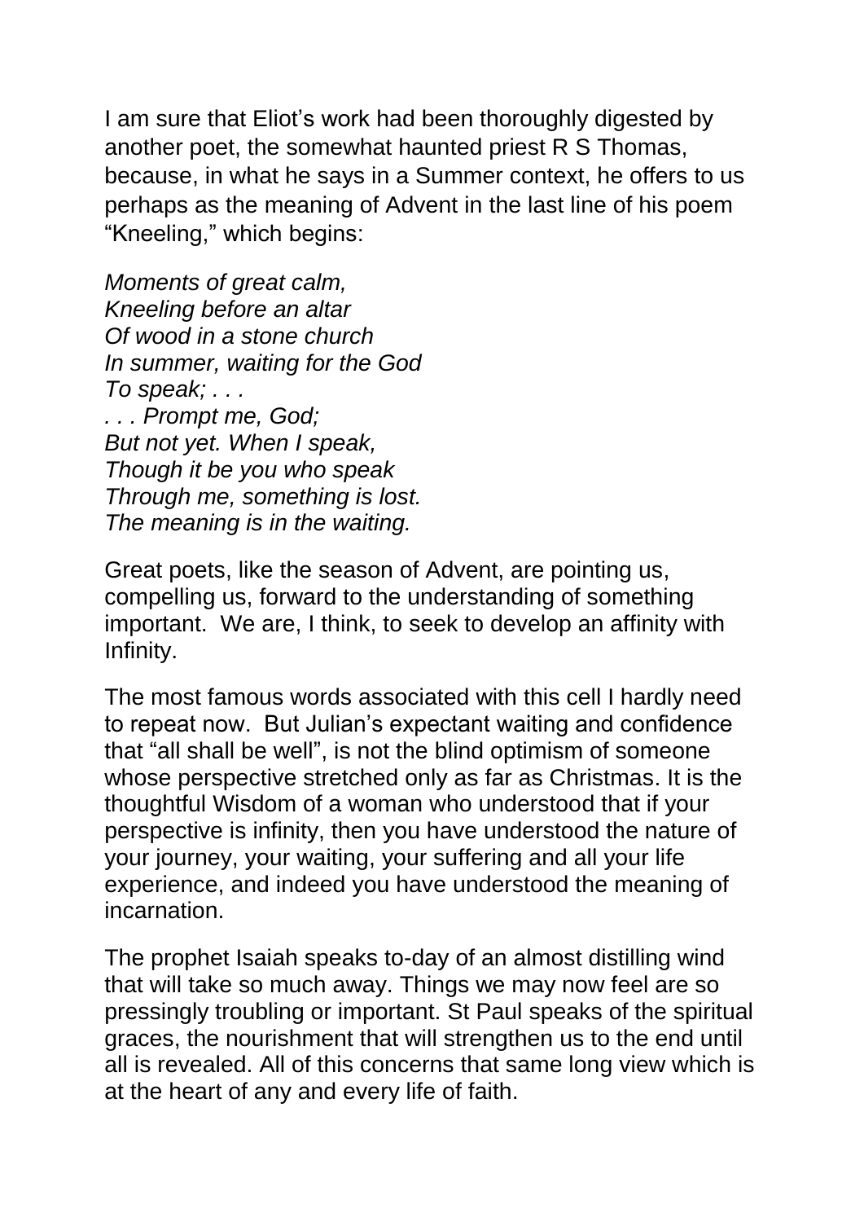I am sure that Eliot's work had been thoroughly digested by another poet, the somewhat haunted priest R S Thomas, because, in what he says in a Summer context, he offers to us perhaps as the meaning of Advent in the last line of his poem "Kneeling," which begins:

*Moments of great calm,*  
*Kneeling before an altar*  
*Of wood in a stone church*  
*In summer, waiting for the God*  
*To speak; . . .*  
*. . . Prompt me, God;*  
*But not yet. When I speak,*  
*Though it be you who speak*  
*Through me, something is lost.*  
*The meaning is in the waiting.*

Great poets, like the season of Advent, are pointing us, compelling us, forward to the understanding of something important. We are, I think, to seek to develop an affinity with Infinity.

The most famous words associated with this cell I hardly need to repeat now. But Julian's expectant waiting and confidence that "all shall be well", is not the blind optimism of someone whose perspective stretched only as far as Christmas. It is the thoughtful Wisdom of a woman who understood that if your perspective is infinity, then you have understood the nature of your journey, your waiting, your suffering and all your life experience, and indeed you have understood the meaning of incarnation.

The prophet Isaiah speaks to-day of an almost distilling wind that will take so much away. Things we may now feel are so pressingly troubling or important. St Paul speaks of the spiritual graces, the nourishment that will strengthen us to the end until all is revealed. All of this concerns that same long view which is at the heart of any and every life of faith.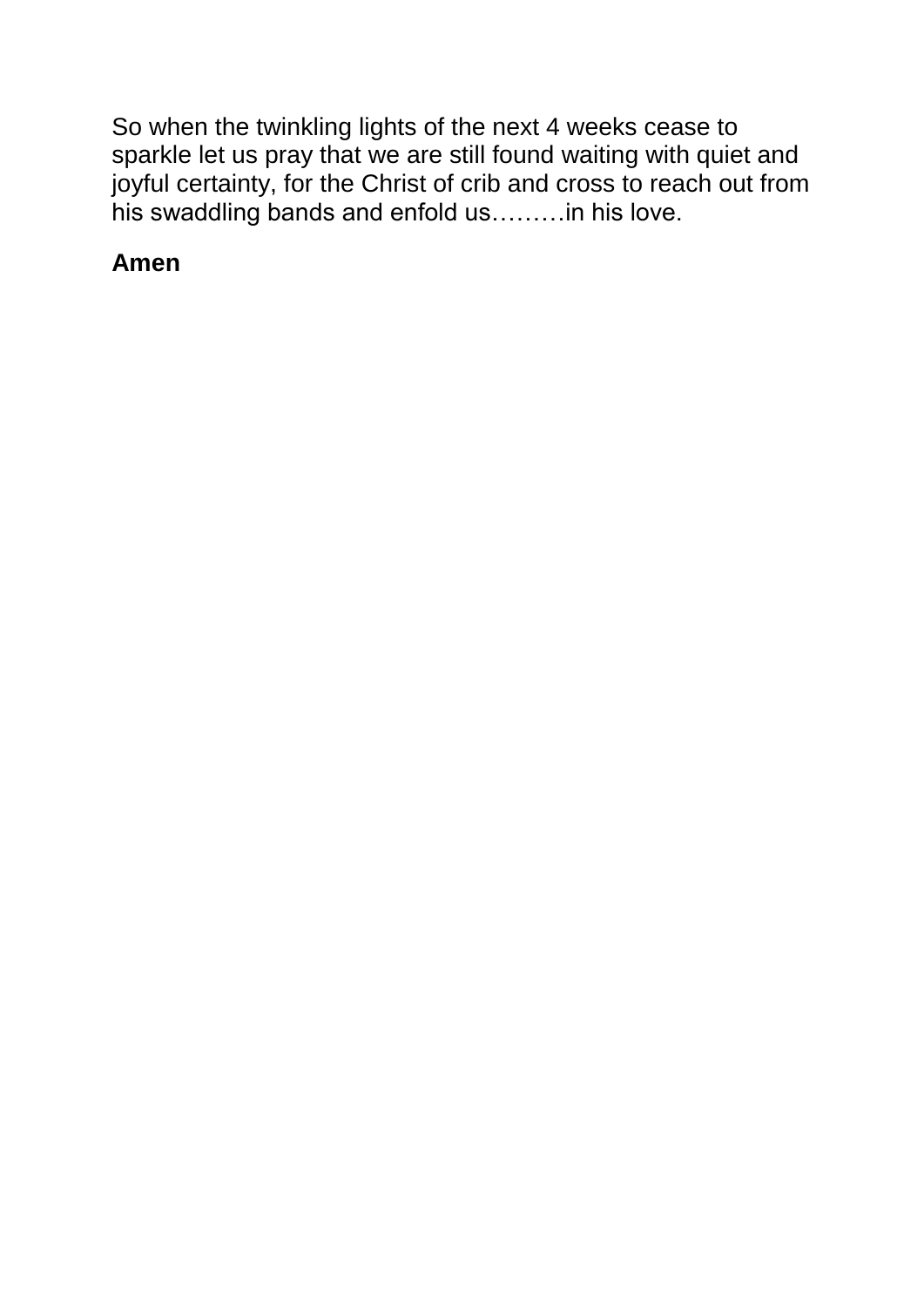So when the twinkling lights of the next 4 weeks cease to sparkle let us pray that we are still found waiting with quiet and joyful certainty, for the Christ of crib and cross to reach out from his swaddling bands and enfold us………in his love.

**Amen**